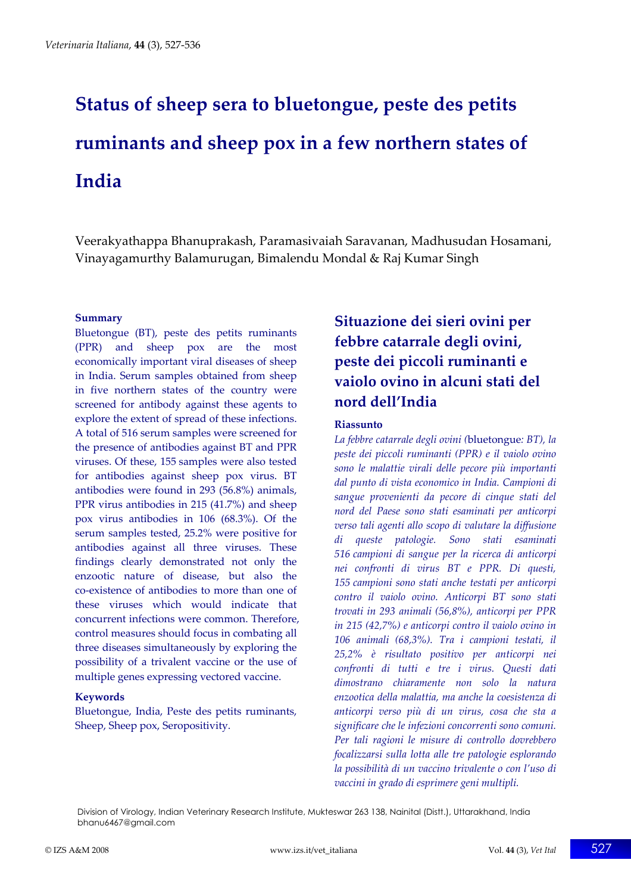# Status of sheep sera to bluetongue, peste des petits ruminants and sheep pox in a few northern states of India

Veerakyathappa Bhanuprakash, Paramasivaiah Saravanan, Madhusudan Hosamani, Vinayagamurthy Balamurugan, Bimalendu Mondal & Raj Kumar Singh

### Summary

Bluetongue (BT), peste des petits ruminants (PPR) and sheep pox are the most economically important viral diseases of sheep in India. Serum samples obtained from sheep in five northern states of the country were screened for antibody against these agents to explore the extent of spread of these infections. A total of 516 serum samples were screened for the presence of antibodies against BT and PPR viruses. Of these, 155 samples were also tested for antibodies against sheep pox virus. BT antibodies were found in 293 (56.8%) animals, PPR virus antibodies in 215 (41.7%) and sheep pox virus antibodies in 106 (68.3%). Of the serum samples tested, 25.2% were positive for antibodies against all three viruses. These findings clearly demonstrated not only the enzootic nature of disease, but also the co-existence of antibodies to more than one of these viruses which would indicate that concurrent infections were common. Therefore, control measures should focus in combating all three diseases simultaneously by exploring the possibility of a trivalent vaccine or the use of multiple genes expressing vectored vaccine.

### Keywords

Bluetongue, India, Peste des petits ruminants, Sheep, Sheep pox, Seropositivity.

## Situazione dei sieri ovini per febbre catarrale degli ovini, peste dei piccoli ruminanti e vaiolo ovino in alcuni stati del nord dell'India

### Riassunto

*La febbre catarrale degli ovini (*bluetongue*: BT), la peste dei piccoli ruminanti (PPR) e il vaiolo ovino sono le malattie virali delle pecore più importanti dal punto di vista economico in India. Campioni di sangue provenienti da pecore di cinque stati del nord del Paese sono stati esaminati per anticorpi verso tali agenti allo scopo di valutare la diffusione di queste patologie. Sono stati esaminati 516 campioni di sangue per la ricerca di anticorpi nei confronti di virus BT e PPR. Di questi, 155 campioni sono stati anche testati per anticorpi contro il vaiolo ovino. Anticorpi BT sono stati trovati in 293 animali (56,8%), anticorpi per PPR in 215 (42,7%) e anticorpi contro il vaiolo ovino in 106 animali (68,3%). Tra i campioni testati, il 25,2% è risultato positivo per anticorpi nei confronti di tutti e tre i virus. Questi dati dimostrano chiaramente non solo la natura enzootica della malattia, ma anche la coesistenza di anticorpi verso più di un virus, cosa che sta a significare che le infezioni concorrenti sono comuni. Per tali ragioni le misure di controllo dovrebbero focalizzarsi sulla lotta alle tre patologie esplorando la possibilità di un vaccino trivalente o con l'uso di vaccini in grado di esprimere geni multipli.*

Division of Virology, Indian Veterinary Research Institute, Mukteswar 263 138, Nainital (Distt.), Uttarakhand, India
bhanu6467@gmail.com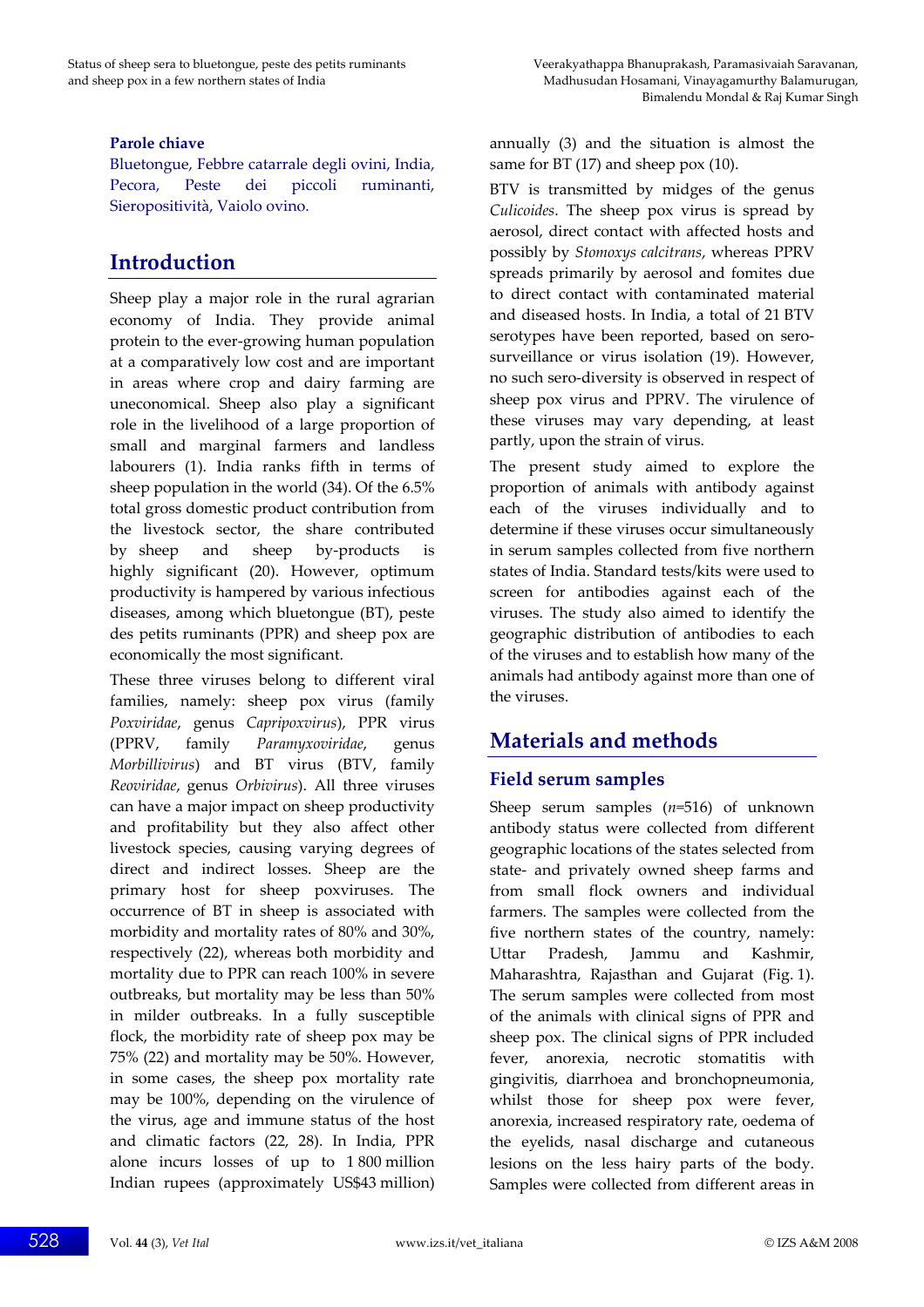**Parole chiave**

Bluetongue, Febbre catarrale degli ovini, India, Pecora, Peste dei piccoli ruminanti, Sieropositività, Vaiolo ovino.

## Introduction

Sheep play a major role in the rural agrarian economy of India. They provide animal protein to the ever-growing human population at a comparatively low cost and are important in areas where crop and dairy farming are uneconomical. Sheep also play a significant role in the livelihood of a large proportion of small and marginal farmers and landless labourers (1). India ranks fifth in terms of sheep population in the world (34). Of the 6.5% total gross domestic product contribution from the livestock sector, the share contributed by sheep and sheep by-products is highly significant (20). However, optimum productivity is hampered by various infectious diseases, among which bluetongue (BT), peste des petits ruminants (PPR) and sheep pox are economically the most significant.

These three viruses belong to different viral families, namely: sheep pox virus (family *Poxviridae*, genus *Capripoxvirus*), PPR virus (PPRV, family *Paramyxoviridae*, genus *Morbillivirus*) and BT virus (BTV, family *Reoviridae*, genus *Orbivirus*). All three viruses can have a major impact on sheep productivity and profitability but they also affect other livestock species, causing varying degrees of direct and indirect losses. Sheep are the primary host for sheep poxviruses. The occurrence of BT in sheep is associated with morbidity and mortality rates of 80% and 30%, respectively (22), whereas both morbidity and mortality due to PPR can reach 100% in severe outbreaks, but mortality may be less than 50% in milder outbreaks. In a fully susceptible flock, the morbidity rate of sheep pox may be 75% (22) and mortality may be 50%. However, in some cases, the sheep pox mortality rate may be 100%, depending on the virulence of the virus, age and immune status of the host and climatic factors (22, 28). In India, PPR alone incurs losses of up to 1 800 million Indian rupees (approximately US$43 million) annually (3) and the situation is almost the same for BT (17) and sheep pox (10).

BTV is transmitted by midges of the genus *Culicoides*. The sheep pox virus is spread by aerosol, direct contact with affected hosts and possibly by *Stomoxys calcitrans*, whereas PPRV spreads primarily by aerosol and fomites due to direct contact with contaminated material and diseased hosts. In India, a total of 21 BTV serotypes have been reported, based on sero-surveillance or virus isolation (19). However, no such sero-diversity is observed in respect of sheep pox virus and PPRV. The virulence of these viruses may vary depending, at least partly, upon the strain of virus.

The present study aimed to explore the proportion of animals with antibody against each of the viruses individually and to determine if these viruses occur simultaneously in serum samples collected from five northern states of India. Standard tests/kits were used to screen for antibodies against each of the viruses. The study also aimed to identify the geographic distribution of antibodies to each of the viruses and to establish how many of the animals had antibody against more than one of the viruses.

## Materials and methods

### Field serum samples

Sheep serum samples (*n*=516) of unknown antibody status were collected from different geographic locations of the states selected from state- and privately owned sheep farms and from small flock owners and individual farmers. The samples were collected from the five northern states of the country, namely: Uttar Pradesh, Jammu and Kashmir, Maharashtra, Rajasthan and Gujarat (Fig. 1). The serum samples were collected from most of the animals with clinical signs of PPR and sheep pox. The clinical signs of PPR included fever, anorexia, necrotic stomatitis with gingivitis, diarrhoea and bronchopneumonia, whilst those for sheep pox were fever, anorexia, increased respiratory rate, oedema of the eyelids, nasal discharge and cutaneous lesions on the less hairy parts of the body. Samples were collected from different areas in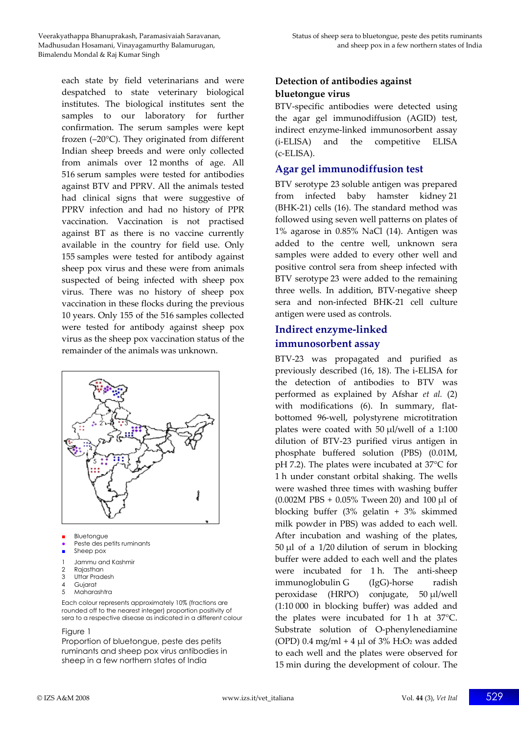each state by field veterinarians and were despatched to state veterinary biological institutes. The biological institutes sent the samples to our laboratory for further confirmation. The serum samples were kept frozen (–20°C). They originated from different Indian sheep breeds and were only collected from animals over 12 months of age. All 516 serum samples were tested for antibodies against BTV and PPRV. All the animals tested had clinical signs that were suggestive of PPRV infection and had no history of PPR vaccination. Vaccination is not practised against BT as there is no vaccine currently available in the country for field use. Only 155 samples were tested for antibody against sheep pox virus and these were from animals suspected of being infected with sheep pox virus. There was no history of sheep pox vaccination in these flocks during the previous 10 years. Only 155 of the 516 samples collected were tested for antibody against sheep pox virus as the sheep pox vaccination status of the remainder of the animals was unknown.

- Bluetongue
- Peste des petits ruminants
- Sheep pox

1. Jammu and Kashmir
2. Rajasthan
3. Uttar Pradesh
4. Gujarat
5. Maharashtra

Each colour represents approximately 10% (fractions are rounded off to the nearest integer) proportion positivity of sera to a respective disease as indicated in a different colour

Figure 1
Proportion of bluetongue, peste des petits ruminants and sheep pox virus antibodies in sheep in a few northern states of India

## Detection of antibodies against bluetongue virus

BTV-specific antibodies were detected using the agar gel immunodiffusion (AGID) test, indirect enzyme-linked immunosorbent assay (i-ELISA) and the competitive ELISA (c-ELISA).

### Agar gel immunodiffusion test

BTV serotype 23 soluble antigen was prepared from infected baby hamster kidney 21 (BHK-21) cells (16). The standard method was followed using seven well patterns on plates of 1% agarose in 0.85% NaCl (14). Antigen was added to the centre well, unknown sera samples were added to every other well and positive control sera from sheep infected with BTV serotype 23 were added to the remaining three wells. In addition, BTV-negative sheep sera and non-infected BHK-21 cell culture antigen were used as controls.

### Indirect enzyme-linked immunosorbent assay

BTV-23 was propagated and purified as previously described (16, 18). The i-ELISA for the detection of antibodies to BTV was performed as explained by Afshar *et al.* (2) with modifications (6). In summary, flat-bottomed 96-well, polystyrene microtitration plates were coated with 50 µl/well of a 1:100 dilution of BTV-23 purified virus antigen in phosphate buffered solution (PBS) (0.01M, pH 7.2). The plates were incubated at 37°C for 1 h under constant orbital shaking. The wells were washed three times with washing buffer (0.002M PBS + 0.05% Tween 20) and 100 µl of blocking buffer (3% gelatin + 3% skimmed milk powder in PBS) was added to each well. After incubation and washing of the plates, 50 µl of a 1/20 dilution of serum in blocking buffer were added to each well and the plates were incubated for 1 h. The anti-sheep immunoglobulin G (IgG)-horse radish peroxidase (HRPO) conjugate, 50 µl/well (1:10 000 in blocking buffer) was added and the plates were incubated for 1 h at 37°C. Substrate solution of O-phenylenediamine (OPD) 0.4 mg/ml + 4 µl of 3% $H_2O_2$ was added to each well and the plates were observed for 15 min during the development of colour. The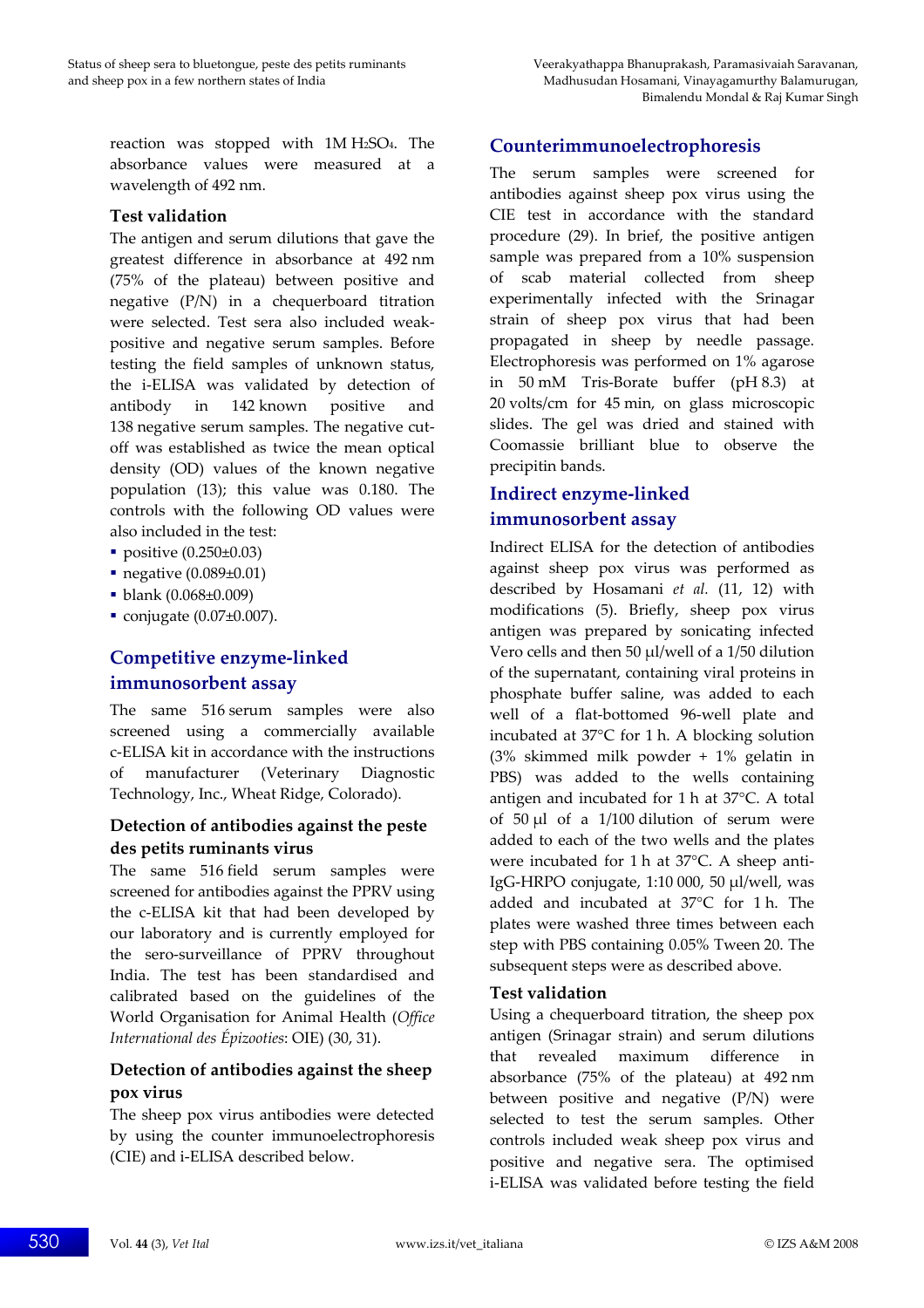reaction was stopped with 1M $H_2SO_4$. The absorbance values were measured at a wavelength of 492 nm.

### Test validation

The antigen and serum dilutions that gave the greatest difference in absorbance at 492 nm (75% of the plateau) between positive and negative (P/N) in a chequerboard titration were selected. Test sera also included weak-positive and negative serum samples. Before testing the field samples of unknown status, the i-ELISA was validated by detection of antibody in 142 known positive and 138 negative serum samples. The negative cut-off was established as twice the mean optical density (OD) values of the known negative population (13); this value was 0.180. The controls with the following OD values were also included in the test:

- positive (0.250±0.03)
- negative (0.089±0.01)
- blank (0.068±0.009)
- conjugate (0.07±0.007).

## Competitive enzyme-linked immunosorbent assay

The same 516 serum samples were also screened using a commercially available c-ELISA kit in accordance with the instructions of manufacturer (Veterinary Diagnostic Technology, Inc., Wheat Ridge, Colorado).

### Detection of antibodies against the peste des petits ruminants virus

The same 516 field serum samples were screened for antibodies against the PPRV using the c-ELISA kit that had been developed by our laboratory and is currently employed for the sero-surveillance of PPRV throughout India. The test has been standardised and calibrated based on the guidelines of the World Organisation for Animal Health (*Office International des Épizooties*: OIE) (30, 31).

### Detection of antibodies against the sheep pox virus

The sheep pox virus antibodies were detected by using the counter immunoelectrophoresis (CIE) and i-ELISA described below.

## Counterimmunoelectrophoresis

The serum samples were screened for antibodies against sheep pox virus using the CIE test in accordance with the standard procedure (29). In brief, the positive antigen sample was prepared from a 10% suspension of scab material collected from sheep experimentally infected with the Srinagar strain of sheep pox virus that had been propagated in sheep by needle passage. Electrophoresis was performed on 1% agarose in 50 mM Tris-Borate buffer (pH 8.3) at 20 volts/cm for 45 min, on glass microscopic slides. The gel was dried and stained with Coomassie brilliant blue to observe the precipitin bands.

## Indirect enzyme-linked immunosorbent assay

Indirect ELISA for the detection of antibodies against sheep pox virus was performed as described by Hosamani *et al.* (11, 12) with modifications (5). Briefly, sheep pox virus antigen was prepared by sonicating infected Vero cells and then 50 µl/well of a 1/50 dilution of the supernatant, containing viral proteins in phosphate buffer saline, was added to each well of a flat-bottomed 96-well plate and incubated at 37°C for 1 h. A blocking solution (3% skimmed milk powder + 1% gelatin in PBS) was added to the wells containing antigen and incubated for 1 h at 37°C. A total of 50 µl of a 1/100 dilution of serum were added to each of the two wells and the plates were incubated for 1 h at 37°C. A sheep anti-IgG-HRPO conjugate, 1:10 000, 50 µl/well, was added and incubated at 37°C for 1 h. The plates were washed three times between each step with PBS containing 0.05% Tween 20. The subsequent steps were as described above.

### Test validation

Using a chequerboard titration, the sheep pox antigen (Srinagar strain) and serum dilutions that revealed maximum difference in absorbance (75% of the plateau) at 492 nm between positive and negative (P/N) were selected to test the serum samples. Other controls included weak sheep pox virus and positive and negative sera. The optimised i-ELISA was validated before testing the field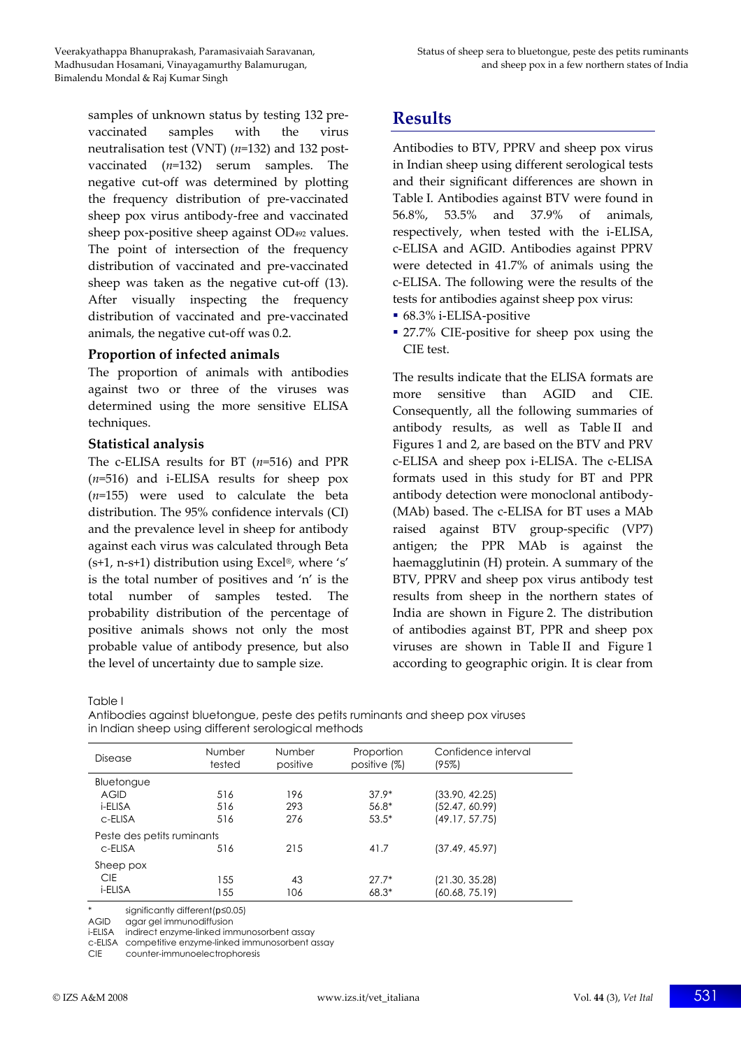samples of unknown status by testing 132 pre-vaccinated samples with the virus neutralisation test (VNT) (*n*=132) and 132 post-vaccinated (*n*=132) serum samples. The negative cut-off was determined by plotting the frequency distribution of pre-vaccinated sheep pox virus antibody-free and vaccinated sheep pox-positive sheep against $OD_{492}$ values. The point of intersection of the frequency distribution of vaccinated and pre-vaccinated sheep was taken as the negative cut-off (13). After visually inspecting the frequency distribution of vaccinated and pre-vaccinated animals, the negative cut-off was 0.2.

### Proportion of infected animals

The proportion of animals with antibodies against two or three of the viruses was determined using the more sensitive ELISA techniques.

### Statistical analysis

The c-ELISA results for BT (*n*=516) and PPR (*n*=516) and i-ELISA results for sheep pox (*n*=155) were used to calculate the beta distribution. The 95% confidence intervals (CI) and the prevalence level in sheep for antibody against each virus was calculated through Beta (s+1, n-s+1) distribution using Excel®, where 's' is the total number of positives and 'n' is the total number of samples tested. The probability distribution of the percentage of positive animals shows not only the most probable value of antibody presence, but also the level of uncertainty due to sample size.

## Results

Antibodies to BTV, PPRV and sheep pox virus in Indian sheep using different serological tests and their significant differences are shown in Table I. Antibodies against BTV were found in 56.8%, 53.5% and 37.9% of animals, respectively, when tested with the i-ELISA, c-ELISA and AGID. Antibodies against PPRV were detected in 41.7% of animals using the c-ELISA. The following were the results of the tests for antibodies against sheep pox virus:

- 68.3% i-ELISA-positive
- 27.7% CIE-positive for sheep pox using the CIE test.

The results indicate that the ELISA formats are more sensitive than AGID and CIE. Consequently, all the following summaries of antibody results, as well as Table II and Figures 1 and 2, are based on the BTV and PRV c-ELISA and sheep pox i-ELISA. The c-ELISA formats used in this study for BT and PPR antibody detection were monoclonal antibody-(MAb) based. The c-ELISA for BT uses a MAb raised against BTV group-specific (VP7) antigen; the PPR MAb is against the haemagglutinin (H) protein. A summary of the BTV, PPRV and sheep pox virus antibody test results from sheep in the northern states of India are shown in Figure 2. The distribution of antibodies against BT, PPR and sheep pox viruses are shown in Table II and Figure 1 according to geographic origin. It is clear from

Table I
Antibodies against bluetongue, peste des petits ruminants and sheep pox viruses in Indian sheep using different serological methods

| Disease | Number tested | Number positive | Proportion positive (%) | Confidence interval (95%) |
|---|---|---|---|---|
| Bluetongue | | | | |
| AGID | 516 | 196 | 37.9* | (33.90, 42.25) |
| i-ELISA | 516 | 293 | 56.8* | (52.47, 60.99) |
| c-ELISA | 516 | 276 | 53.5* | (49.17, 57.75) |
| Peste des petits ruminants | | | | |
| c-ELISA | 516 | 215 | 41.7 | (37.49, 45.97) |
| Sheep pox | | | | |
| CIE | 155 | 43 | 27.7* | (21.30, 35.28) |
| i-ELISA | 155 | 106 | 68.3* | (60.68, 75.19) |

\* significantly different ($p \leq 0.05$)
AGID agar gel immunodiffusion
i-ELISA indirect enzyme-linked immunosorbent assay
c-ELISA competitive enzyme-linked immunosorbent assay
CIE counter-immunoelectrophoresis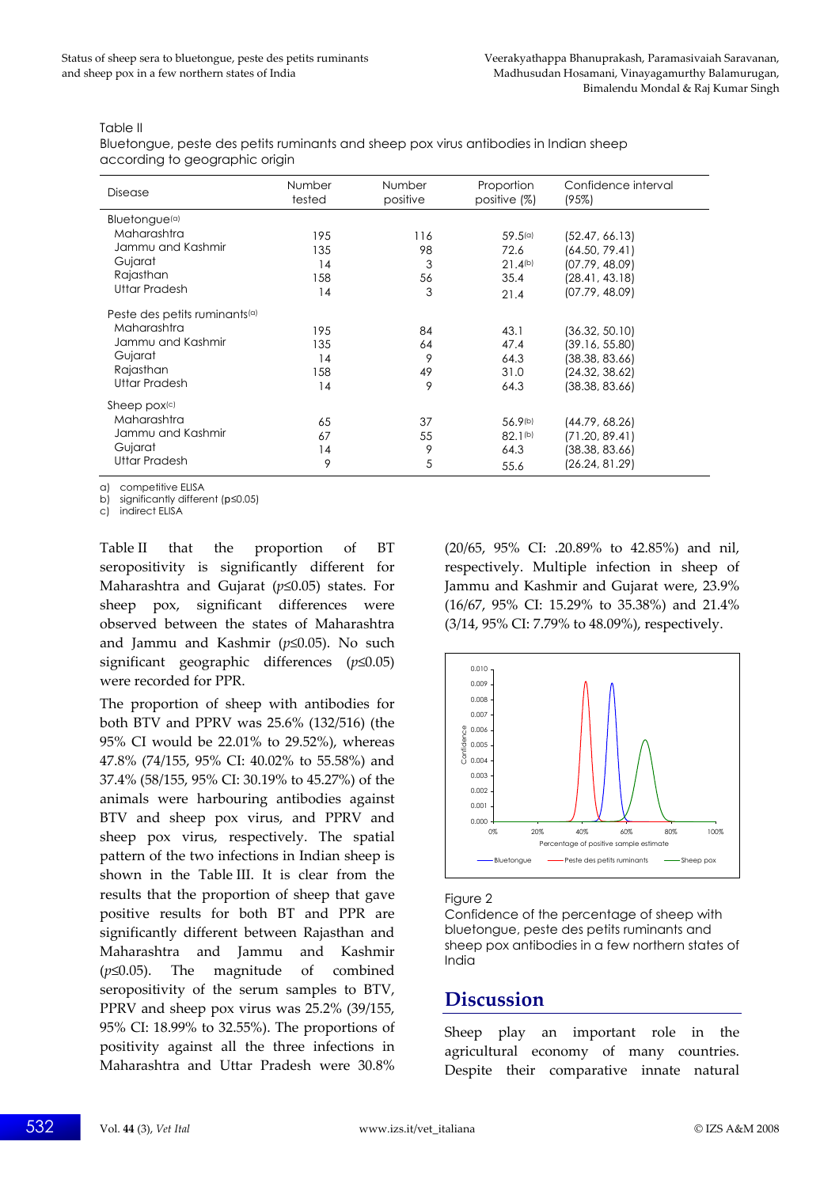Table II
Bluetongue, peste des petits ruminants and sheep pox virus antibodies in Indian sheep according to geographic origin

| Disease | Number tested | Number positive | Proportion positive (%) | Confidence interval (95%) |
|---|---|---|---|---|
| Bluetongue[a] | | | | |
| Maharashtra | 195 | 116 | 59.5[a] | (52.47, 66.13) |
| Jammu and Kashmir | 135 | 98 | 72.6 | (64.50, 79.41) |
| Gujarat | 14 | 3 | 21.4[b] | (07.79, 48.09) |
| Rajasthan | 158 | 56 | 35.4 | (28.41, 43.18) |
| Uttar Pradesh | 14 | 3 | 21.4 | (07.79, 48.09) |
| Peste des petits ruminants[a] | | | | |
| Maharashtra | 195 | 84 | 43.1 | (36.32, 50.10) |
| Jammu and Kashmir | 135 | 64 | 47.4 | (39.16, 55.80) |
| Gujarat | 14 | 9 | 64.3 | (38.38, 83.66) |
| Rajasthan | 158 | 49 | 31.0 | (24.32, 38.62) |
| Uttar Pradesh | 14 | 9 | 64.3 | (38.38, 83.66) |
| Sheep pox[c] | | | | |
| Maharashtra | 65 | 37 | 56.9[b] | (44.79, 68.26) |
| Jammu and Kashmir | 67 | 55 | 82.1[b] | (71.20, 89.41) |
| Gujarat | 14 | 9 | 64.3 | (38.38, 83.66) |
| Uttar Pradesh | 9 | 5 | 55.6 | (26.24, 81.29) |

a) competitive ELISA
b) significantly different (p≤0.05)
c) indirect ELISA

Table II that the proportion of BT seropositivity is significantly different for Maharashtra and Gujarat ($p \leq 0.05$) states. For sheep pox, significant differences were observed between the states of Maharashtra and Jammu and Kashmir ($p \leq 0.05$). No such significant geographic differences ($p \leq 0.05$) were recorded for PPR.

The proportion of sheep with antibodies for both BTV and PPRV was 25.6% (132/516) (the 95% CI would be 22.01% to 29.52%), whereas 47.8% (74/155, 95% CI: 40.02% to 55.58%) and 37.4% (58/155, 95% CI: 30.19% to 45.27%) of the animals were harbouring antibodies against BTV and sheep pox virus, and PPRV and sheep pox virus, respectively. The spatial pattern of the two infections in Indian sheep is shown in the Table III. It is clear from the results that the proportion of sheep that gave positive results for both BT and PPR are significantly different between Rajasthan and Maharashtra and Jammu and Kashmir ($p \leq 0.05$). The magnitude of combined seropositivity of the serum samples to BTV, PPRV and sheep pox virus was 25.2% (39/155, 95% CI: 18.99% to 32.55%). The proportions of positivity against all the three infections in Maharashtra and Uttar Pradesh were 30.8% (20/65, 95% CI: .20.89% to 42.85%) and nil, respectively. Multiple infection in sheep of Jammu and Kashmir and Gujarat were, 23.9% (16/67, 95% CI: 15.29% to 35.38%) and 21.4% (3/14, 95% CI: 7.79% to 48.09%), respectively.

Figure 2
Confidence of the percentage of sheep with bluetongue, peste des petits ruminants and sheep pox antibodies in a few northern states of India

## Discussion

Sheep play an important role in the agricultural economy of many countries. Despite their comparative innate natural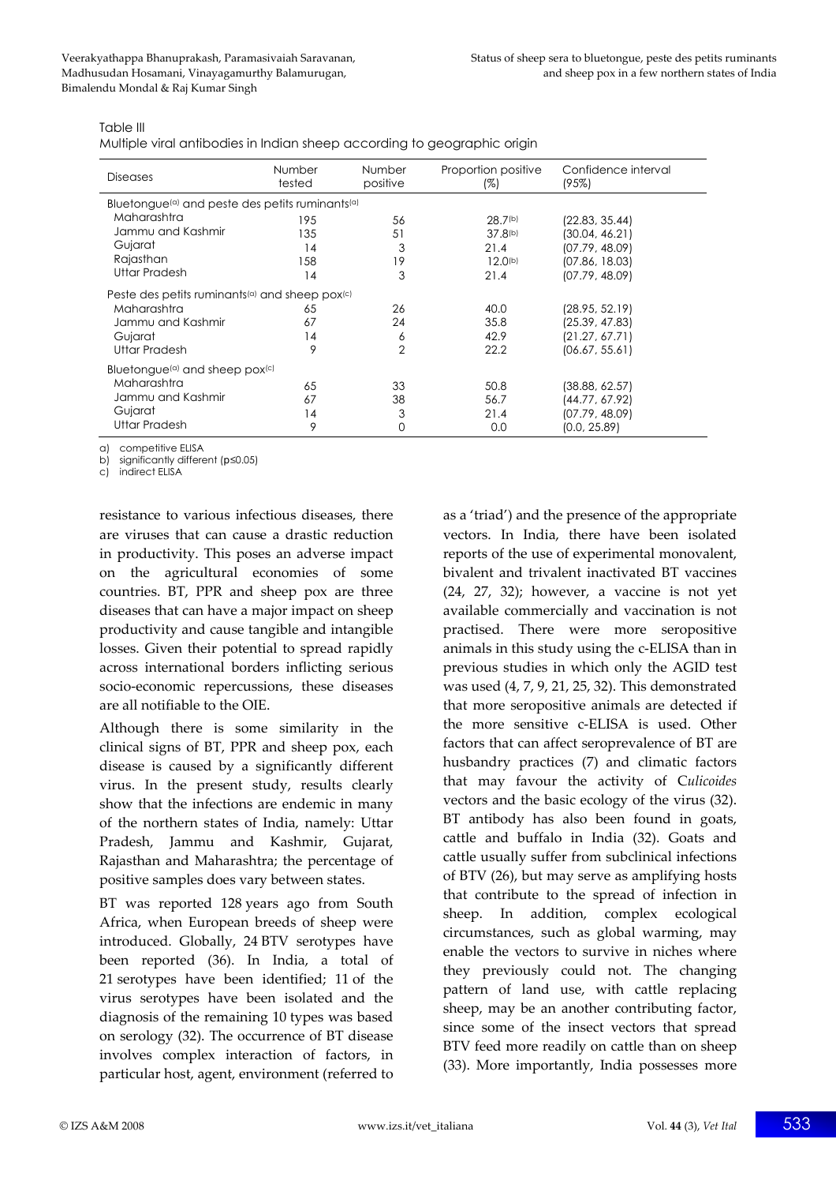Table III
Multiple viral antibodies in Indian sheep according to geographic origin

| Diseases | Number tested | Number positive | Proportion positive (%) | Confidence interval (95%) |
|---|---|---|---|---|
| Bluetongue[(a)] and peste des petits ruminants[(a)] | | | | |
| Maharashtra | 195 | 56 | 28.7[(b)] | (22.83, 35.44) |
| Jammu and Kashmir | 135 | 51 | 37.8[(b)] | (30.04, 46.21) |
| Gujarat | 14 | 3 | 21.4 | (07.79, 48.09) |
| Rajasthan | 158 | 19 | 12.0[(b)] | (07.86, 18.03) |
| Uttar Pradesh | 14 | 3 | 21.4 | (07.79, 48.09) |
| Peste des petits ruminants[(a)] and sheep pox[(c)] | | | | |
| Maharashtra | 65 | 26 | 40.0 | (28.95, 52.19) |
| Jammu and Kashmir | 67 | 24 | 35.8 | (25.39, 47.83) |
| Gujarat | 14 | 6 | 42.9 | (21.27, 67.71) |
| Uttar Pradesh | 9 | 2 | 22.2 | (06.67, 55.61) |
| Bluetongue[(a)] and sheep pox[(c)] | | | | |
| Maharashtra | 65 | 33 | 50.8 | (38.88, 62.57) |
| Jammu and Kashmir | 67 | 38 | 56.7 | (44.77, 67.92) |
| Gujarat | 14 | 3 | 21.4 | (07.79, 48.09) |
| Uttar Pradesh | 9 | 0 | 0.0 | (0.0, 25.89) |

a) competitive ELISA
b) significantly different ($p \leq 0.05$)
c) indirect ELISA

resistance to various infectious diseases, there are viruses that can cause a drastic reduction in productivity. This poses an adverse impact on the agricultural economies of some countries. BT, PPR and sheep pox are three diseases that can have a major impact on sheep productivity and cause tangible and intangible losses. Given their potential to spread rapidly across international borders inflicting serious socio-economic repercussions, these diseases are all notifiable to the OIE.

Although there is some similarity in the clinical signs of BT, PPR and sheep pox, each disease is caused by a significantly different virus. In the present study, results clearly show that the infections are endemic in many of the northern states of India, namely: Uttar Pradesh, Jammu and Kashmir, Gujarat, Rajasthan and Maharashtra; the percentage of positive samples does vary between states.

BT was reported 128 years ago from South Africa, when European breeds of sheep were introduced. Globally, 24 BTV serotypes have been reported (36). In India, a total of 21 serotypes have been identified; 11 of the virus serotypes have been isolated and the diagnosis of the remaining 10 types was based on serology (32). The occurrence of BT disease involves complex interaction of factors, in particular host, agent, environment (referred to as a 'triad') and the presence of the appropriate vectors. In India, there have been isolated reports of the use of experimental monovalent, bivalent and trivalent inactivated BT vaccines (24, 27, 32); however, a vaccine is not yet available commercially and vaccination is not practised. There were more seropositive animals in this study using the c-ELISA than in previous studies in which only the AGID test was used (4, 7, 9, 21, 25, 32). This demonstrated that more seropositive animals are detected if the more sensitive c-ELISA is used. Other factors that can affect seroprevalence of BT are husbandry practices (7) and climatic factors that may favour the activity of *Culicoides* vectors and the basic ecology of the virus (32). BT antibody has also been found in goats, cattle and buffalo in India (32). Goats and cattle usually suffer from subclinical infections of BTV (26), but may serve as amplifying hosts that contribute to the spread of infection in sheep. In addition, complex ecological circumstances, such as global warming, may enable the vectors to survive in niches where they previously could not. The changing pattern of land use, with cattle replacing sheep, may be an another contributing factor, since some of the insect vectors that spread BTV feed more readily on cattle than on sheep (33). More importantly, India possesses more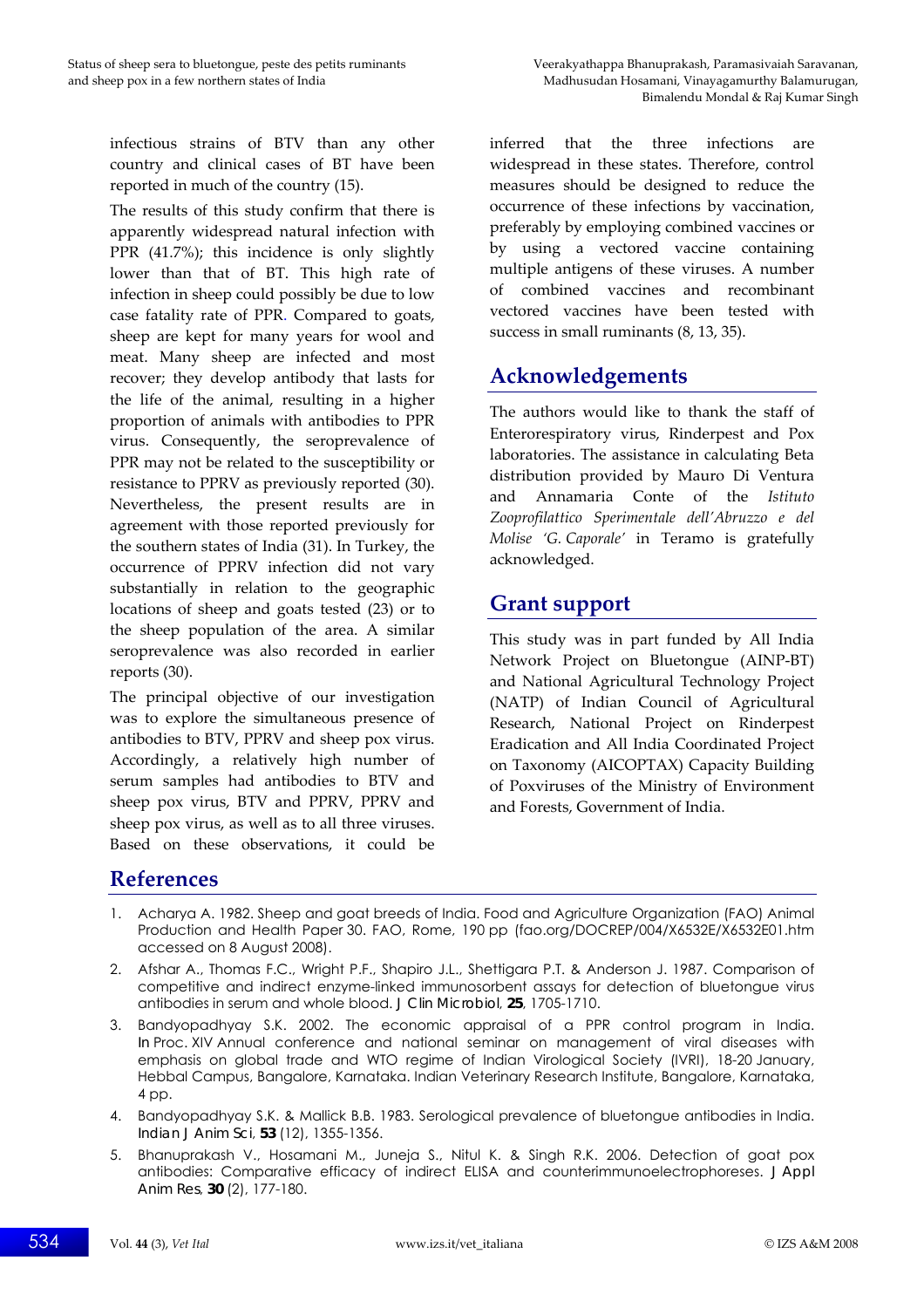infectious strains of BTV than any other country and clinical cases of BT have been reported in much of the country (15).

The results of this study confirm that there is apparently widespread natural infection with PPR (41.7%); this incidence is only slightly lower than that of BT. This high rate of infection in sheep could possibly be due to low case fatality rate of PPR. Compared to goats, sheep are kept for many years for wool and meat. Many sheep are infected and most recover; they develop antibody that lasts for the life of the animal, resulting in a higher proportion of animals with antibodies to PPR virus. Consequently, the seroprevalence of PPR may not be related to the susceptibility or resistance to PPRV as previously reported (30). Nevertheless, the present results are in agreement with those reported previously for the southern states of India (31). In Turkey, the occurrence of PPRV infection did not vary substantially in relation to the geographic locations of sheep and goats tested (23) or to the sheep population of the area. A similar seroprevalence was also recorded in earlier reports (30).

The principal objective of our investigation was to explore the simultaneous presence of antibodies to BTV, PPRV and sheep pox virus. Accordingly, a relatively high number of serum samples had antibodies to BTV and sheep pox virus, BTV and PPRV, PPRV and sheep pox virus, as well as to all three viruses. Based on these observations, it could be inferred that the three infections are widespread in these states. Therefore, control measures should be designed to reduce the occurrence of these infections by vaccination, preferably by employing combined vaccines or by using a vectored vaccine containing multiple antigens of these viruses. A number of combined vaccines and recombinant vectored vaccines have been tested with success in small ruminants (8, 13, 35).

## Acknowledgements

The authors would like to thank the staff of Enterorespiratory virus, Rinderpest and Pox laboratories. The assistance in calculating Beta distribution provided by Mauro Di Ventura and Annamaria Conte of the *Istituto Zooprofilattico Sperimentale dell'Abruzzo e del Molise 'G. Caporale'* in Teramo is gratefully acknowledged.

## Grant support

This study was in part funded by All India Network Project on Bluetongue (AINP-BT) and National Agricultural Technology Project (NATP) of Indian Council of Agricultural Research, National Project on Rinderpest Eradication and All India Coordinated Project on Taxonomy (AICOPTAX) Capacity Building of Poxviruses of the Ministry of Environment and Forests, Government of India.

## References

1. Acharya A. 1982. Sheep and goat breeds of India. Food and Agriculture Organization (FAO) Animal Production and Health Paper 30. FAO, Rome, 190 pp (fao.org/DOCREP/004/X6532E/X6532E01.htm accessed on 8 August 2008).
2. Afshar A., Thomas F.C., Wright P.F., Shapiro J.L., Shettigara P.T. & Anderson J. 1987. Comparison of competitive and indirect enzyme-linked immunosorbent assays for detection of bluetongue virus antibodies in serum and whole blood. *J Clin Microbiol*, **25**, 1705-1710.
3. Bandyopadhyay S.K. 2002. The economic appraisal of a PPR control program in India. *In* Proc. XIV Annual conference and national seminar on management of viral diseases with emphasis on global trade and WTO regime of Indian Virological Society (IVRI), 18-20 January, Hebbal Campus, Bangalore, Karnataka. Indian Veterinary Research Institute, Bangalore, Karnataka, 4 pp.
4. Bandyopadhyay S.K. & Mallick B.B. 1983. Serological prevalence of bluetongue antibodies in India. *Indian J Anim Sci*, **53** (12), 1355-1356.
5. Bhanuprakash V., Hosamani M., Juneja S., Nitul K. & Singh R.K. 2006. Detection of goat pox antibodies: Comparative efficacy of indirect ELISA and counterimmunoelectrophoreses. *J Appl Anim Res*, **30** (2), 177-180.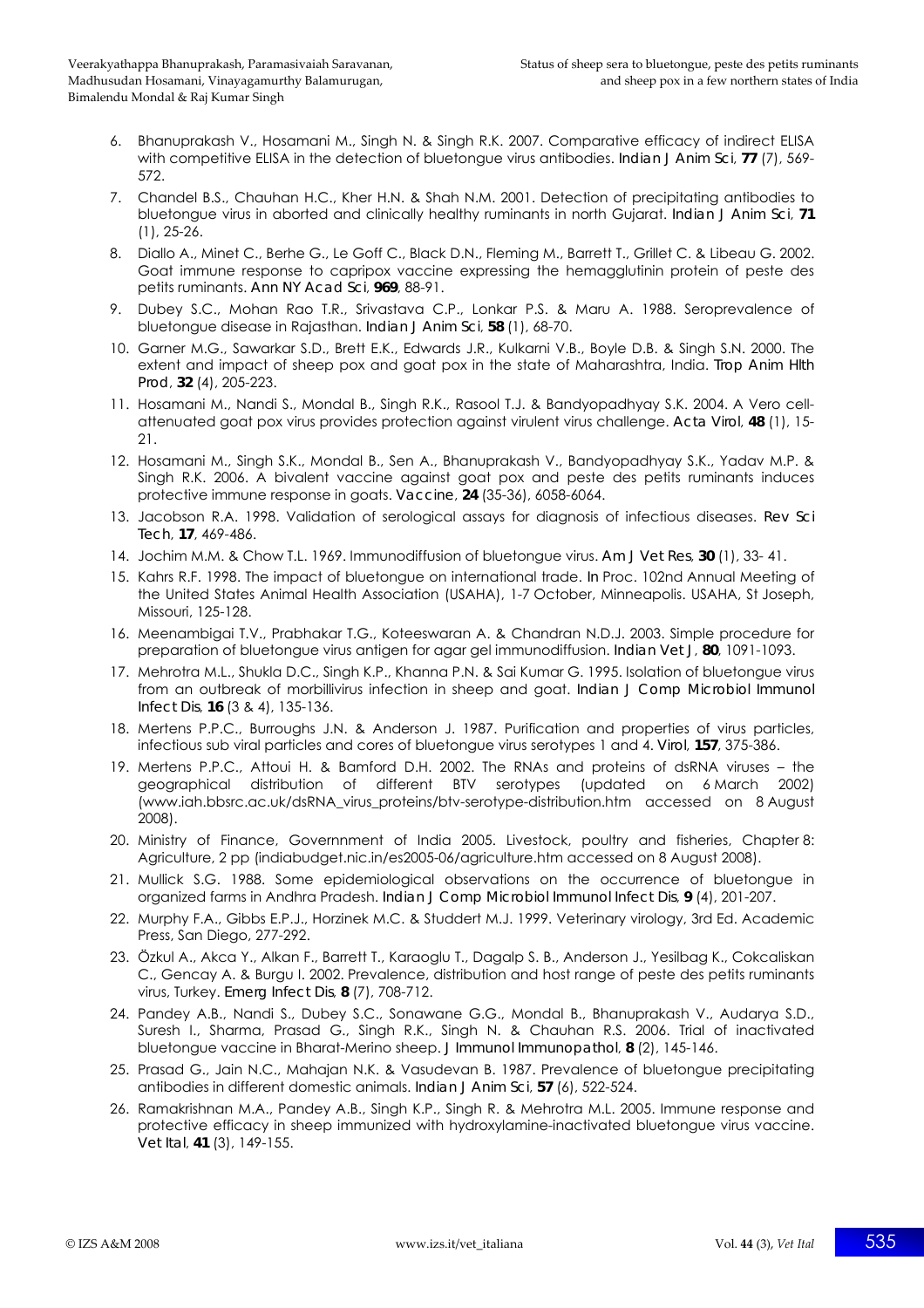6. Bhanuprakash V., Hosamani M., Singh N. & Singh R.K. 2007. Comparative efficacy of indirect ELISA with competitive ELISA in the detection of bluetongue virus antibodies. *Indian J Anim Sci*, **77** (7), 569-572.
7. Chandel B.S., Chauhan H.C., Kher H.N. & Shah N.M. 2001. Detection of precipitating antibodies to bluetongue virus in aborted and clinically healthy ruminants in north Gujarat. *Indian J Anim Sci*, **71** (1), 25-26.
8. Diallo A., Minet C., Berhe G., Le Goff C., Black D.N., Fleming M., Barrett T., Grillet C. & Libeau G. 2002. Goat immune response to capripox vaccine expressing the hemagglutinin protein of peste des petits ruminants. *Ann NY Acad Sci*, **969**, 88-91.
9. Dubey S.C., Mohan Rao T.R., Srivastava C.P., Lonkar P.S. & Maru A. 1988. Seroprevalence of bluetongue disease in Rajasthan. *Indian J Anim Sci*, **58** (1), 68-70.
10. Garner M.G., Sawarkar S.D., Brett E.K., Edwards J.R., Kulkarni V.B., Boyle D.B. & Singh S.N. 2000. The extent and impact of sheep pox and goat pox in the state of Maharashtra, India. *Trop Anim Hlth Prod*, **32** (4), 205-223.
11. Hosamani M., Nandi S., Mondal B., Singh R.K., Rasool T.J. & Bandyopadhyay S.K. 2004. A Vero cell-attenuated goat pox virus provides protection against virulent virus challenge. *Acta Virol*, **48** (1), 15-21.
12. Hosamani M., Singh S.K., Mondal B., Sen A., Bhanuprakash V., Bandyopadhyay S.K., Yadav M.P. & Singh R.K. 2006. A bivalent vaccine against goat pox and peste des petits ruminants induces protective immune response in goats. *Vaccine*, **24** (35-36), 6058-6064.
13. Jacobson R.A. 1998. Validation of serological assays for diagnosis of infectious diseases. *Rev Sci Tech*, **17**, 469-486.
14. Jochim M.M. & Chow T.L. 1969. Immunodiffusion of bluetongue virus. *Am J Vet Res*, **30** (1), 33- 41.
15. Kahrs R.F. 1998. The impact of bluetongue on international trade. *In* Proc. 102nd Annual Meeting of the United States Animal Health Association (USAHA), 1-7 October, Minneapolis. USAHA, St Joseph, Missouri, 125-128.
16. Meenambigai T.V., Prabhakar T.G., Koteeswaran A. & Chandran N.D.J. 2003. Simple procedure for preparation of bluetongue virus antigen for agar gel immunodiffusion. *Indian Vet J*, **80**, 1091-1093.
17. Mehrotra M.L., Shukla D.C., Singh K.P., Khanna P.N. & Sai Kumar G. 1995. Isolation of bluetongue virus from an outbreak of morbillivirus infection in sheep and goat. *Indian J Comp Microbiol Immunol Infect Dis*, **16** (3 & 4), 135-136.
18. Mertens P.P.C., Burroughs J.N. & Anderson J. 1987. Purification and properties of virus particles, infectious sub viral particles and cores of bluetongue virus serotypes 1 and 4. *Virol*, **157**, 375-386.
19. Mertens P.P.C., Attoui H. & Bamford D.H. 2002. The RNAs and proteins of dsRNA viruses – the geographical distribution of different BTV serotypes (updated on 6 March 2002) (www.iah.bbsrc.ac.uk/dsRNA_virus_proteins/btv-serotype-distribution.htm accessed on 8 August 2008).
20. Ministry of Finance, Governnment of India 2005. Livestock, poultry and fisheries, Chapter 8: Agriculture, 2 pp (indiabudget.nic.in/es2005-06/agriculture.htm accessed on 8 August 2008).
21. Mullick S.G. 1988. Some epidemiological observations on the occurrence of bluetongue in organized farms in Andhra Pradesh. *Indian J Comp Microbiol Immunol Infect Dis*, **9** (4), 201-207.
22. Murphy F.A., Gibbs E.P.J., Horzinek M.C. & Studdert M.J. 1999. Veterinary virology, 3rd Ed. Academic Press, San Diego, 277-292.
23. Özkul A., Akca Y., Alkan F., Barrett T., Karaoglu T., Dagalp S. B., Anderson J., Yesilbag K., Cokcaliskan C., Gencay A. & Burgu I. 2002. Prevalence, distribution and host range of peste des petits ruminants virus, Turkey. *Emerg Infect Dis*, **8** (7), 708-712.
24. Pandey A.B., Nandi S., Dubey S.C., Sonawane G.G., Mondal B., Bhanuprakash V., Audarya S.D., Suresh I., Sharma, Prasad G., Singh R.K., Singh N. & Chauhan R.S. 2006. Trial of inactivated bluetongue vaccine in Bharat-Merino sheep. *J Immunol Immunopathol*, **8** (2), 145-146.
25. Prasad G., Jain N.C., Mahajan N.K. & Vasudevan B. 1987. Prevalence of bluetongue precipitating antibodies in different domestic animals. *Indian J Anim Sci*, **57** (6), 522-524.
26. Ramakrishnan M.A., Pandey A.B., Singh K.P., Singh R. & Mehrotra M.L. 2005. Immune response and protective efficacy in sheep immunized with hydroxylamine-inactivated bluetongue virus vaccine. *Vet Ital*, **41** (3), 149-155.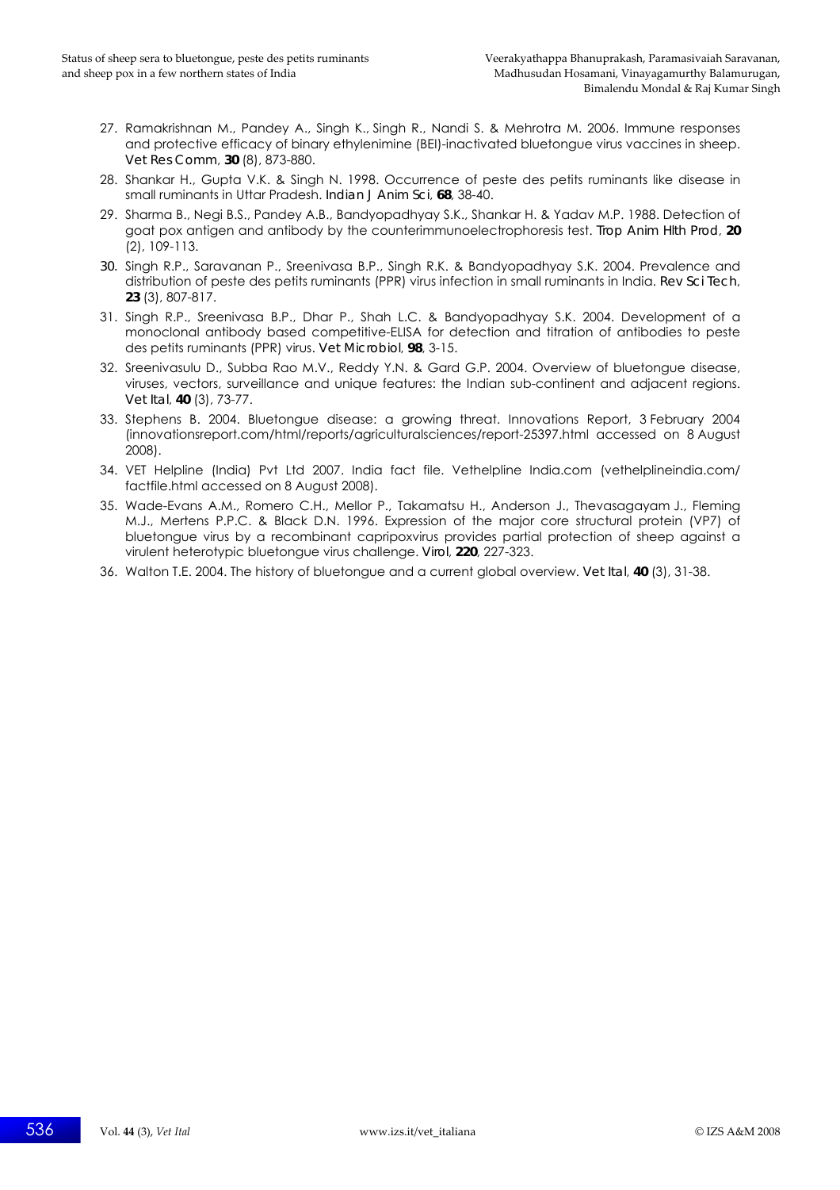27. Ramakrishnan M., Pandey A., Singh K., Singh R., Nandi S. & Mehrotra M. 2006. Immune responses and protective efficacy of binary ethylenimine (BEI)-inactivated bluetongue virus vaccines in sheep. *Vet Res Comm*, **30** (8), 873-880.
28. Shankar H., Gupta V.K. & Singh N. 1998. Occurrence of peste des petits ruminants like disease in small ruminants in Uttar Pradesh. *Indian J Anim Sci*, **68**, 38-40.
29. Sharma B., Negi B.S., Pandey A.B., Bandyopadhyay S.K., Shankar H. & Yadav M.P. 1988. Detection of goat pox antigen and antibody by the counterimmunoelectrophoresis test. *Trop Anim Hlth Prod*, **20** (2), 109-113.
30. Singh R.P., Saravanan P., Sreenivasa B.P., Singh R.K. & Bandyopadhyay S.K. 2004. Prevalence and distribution of peste des petits ruminants (PPR) virus infection in small ruminants in India. *Rev Sci Tech*, **23** (3), 807-817.
31. Singh R.P., Sreenivasa B.P., Dhar P., Shah L.C. & Bandyopadhyay S.K. 2004. Development of a monoclonal antibody based competitive-ELISA for detection and titration of antibodies to peste des petits ruminants (PPR) virus. *Vet Microbiol*, **98**, 3-15.
32. Sreenivasulu D., Subba Rao M.V., Reddy Y.N. & Gard G.P. 2004. Overview of bluetongue disease, viruses, vectors, surveillance and unique features: the Indian sub-continent and adjacent regions. *Vet Ital*, **40** (3), 73-77.
33. Stephens B. 2004. Bluetongue disease: a growing threat. Innovations Report, 3 February 2004 (innovationsreport.com/html/reports/agriculturalsciences/report-25397.html accessed on 8 August 2008).
34. VET Helpline (India) Pvt Ltd 2007. India fact file. Vethelpline India.com (vethelplineindia.com/ factfile.html accessed on 8 August 2008).
35. Wade-Evans A.M., Romero C.H., Mellor P., Takamatsu H., Anderson J., Thevasagayam J., Fleming M.J., Mertens P.P.C. & Black D.N. 1996. Expression of the major core structural protein (VP7) of bluetongue virus by a recombinant capripoxvirus provides partial protection of sheep against a virulent heterotypic bluetongue virus challenge. *Virol*, **220**, 227-323.
36. Walton T.E. 2004. The history of bluetongue and a current global overview. *Vet Ital*, **40** (3), 31-38.